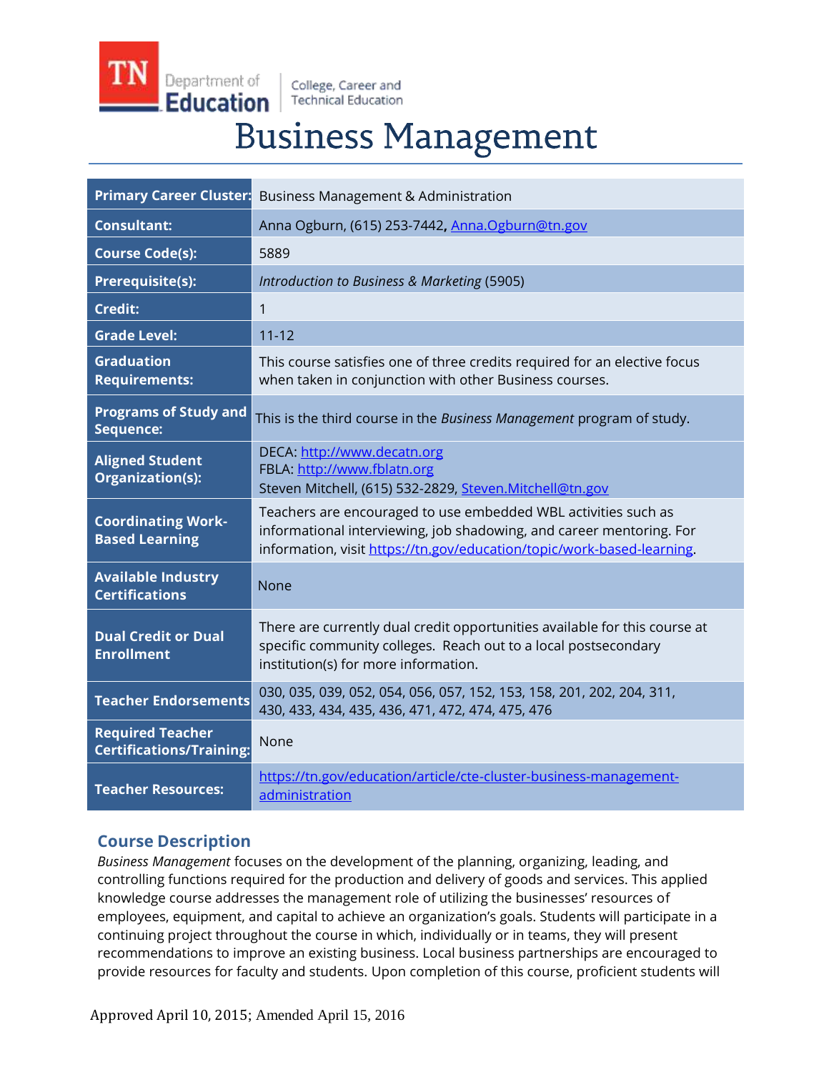# Business Management

| | |
|---|---|
| **Primary Career Cluster:** | Business Management & Administration |
| **Consultant:** | Anna Ogburn, (615) 253-7442, Anna.Ogburn@tn.gov |
| **Course Code(s):** | 5889 |
| **Prerequisite(s):** | *Introduction to Business & Marketing* (5905) |
| **Credit:** | 1 |
| **Grade Level:** | 11-12 |
| **Graduation Requirements:** | This course satisfies one of three credits required for an elective focus when taken in conjunction with other Business courses. |
| **Programs of Study and Sequence:** | This is the third course in the *Business Management* program of study. |
| **Aligned Student Organization(s):** | DECA: http://www.decatn.org<br>FBLA: http://www.fblatn.org<br>Steven Mitchell, (615) 532-2829, Steven.Mitchell@tn.gov |
| **Coordinating Work-Based Learning** | Teachers are encouraged to use embedded WBL activities such as informational interviewing, job shadowing, and career mentoring. For information, visit https://tn.gov/education/topic/work-based-learning. |
| **Available Industry Certifications** | None |
| **Dual Credit or Dual Enrollment** | There are currently dual credit opportunities available for this course at specific community colleges. Reach out to a local postsecondary institution(s) for more information. |
| **Teacher Endorsements** | 030, 035, 039, 052, 054, 056, 057, 152, 153, 158, 201, 202, 204, 311, 430, 433, 434, 435, 436, 471, 472, 474, 475, 476 |
| **Required Teacher Certifications/Training:** | None |
| **Teacher Resources:** | https://tn.gov/education/article/cte-cluster-business-management-administration |

## Course Description

*Business Management* focuses on the development of the planning, organizing, leading, and controlling functions required for the production and delivery of goods and services. This applied knowledge course addresses the management role of utilizing the businesses' resources of employees, equipment, and capital to achieve an organization's goals. Students will participate in a continuing project throughout the course in which, individually or in teams, they will present recommendations to improve an existing business. Local business partnerships are encouraged to provide resources for faculty and students. Upon completion of this course, proficient students will

Approved April 10, 2015; Amended April 15, 2016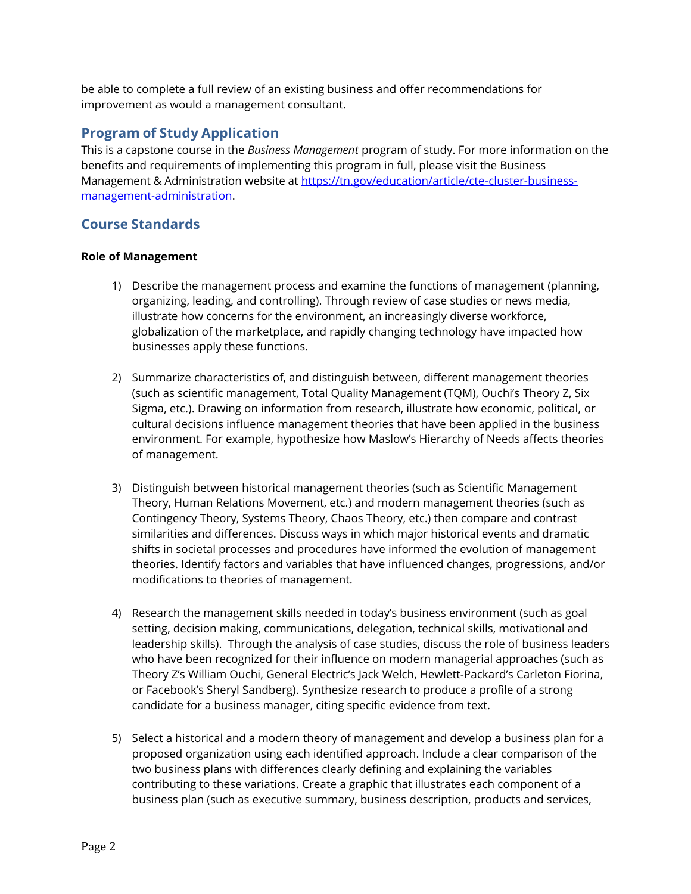be able to complete a full review of an existing business and offer recommendations for improvement as would a management consultant.

## Program of Study Application

This is a capstone course in the *Business Management* program of study. For more information on the benefits and requirements of implementing this program in full, please visit the Business Management & Administration website at [https://tn.gov/education/article/cte-cluster-business-management-administration](https://tn.gov/education/article/cte-cluster-business-management-administration).

## Course Standards

**Role of Management**

1) Describe the management process and examine the functions of management (planning, organizing, leading, and controlling). Through review of case studies or news media, illustrate how concerns for the environment, an increasingly diverse workforce, globalization of the marketplace, and rapidly changing technology have impacted how businesses apply these functions.

2) Summarize characteristics of, and distinguish between, different management theories (such as scientific management, Total Quality Management (TQM), Ouchi's Theory Z, Six Sigma, etc.). Drawing on information from research, illustrate how economic, political, or cultural decisions influence management theories that have been applied in the business environment. For example, hypothesize how Maslow's Hierarchy of Needs affects theories of management.

3) Distinguish between historical management theories (such as Scientific Management Theory, Human Relations Movement, etc.) and modern management theories (such as Contingency Theory, Systems Theory, Chaos Theory, etc.) then compare and contrast similarities and differences. Discuss ways in which major historical events and dramatic shifts in societal processes and procedures have informed the evolution of management theories. Identify factors and variables that have influenced changes, progressions, and/or modifications to theories of management.

4) Research the management skills needed in today's business environment (such as goal setting, decision making, communications, delegation, technical skills, motivational and leadership skills). Through the analysis of case studies, discuss the role of business leaders who have been recognized for their influence on modern managerial approaches (such as Theory Z's William Ouchi, General Electric's Jack Welch, Hewlett-Packard's Carleton Fiorina, or Facebook's Sheryl Sandberg). Synthesize research to produce a profile of a strong candidate for a business manager, citing specific evidence from text.

5) Select a historical and a modern theory of management and develop a business plan for a proposed organization using each identified approach. Include a clear comparison of the two business plans with differences clearly defining and explaining the variables contributing to these variations. Create a graphic that illustrates each component of a business plan (such as executive summary, business description, products and services,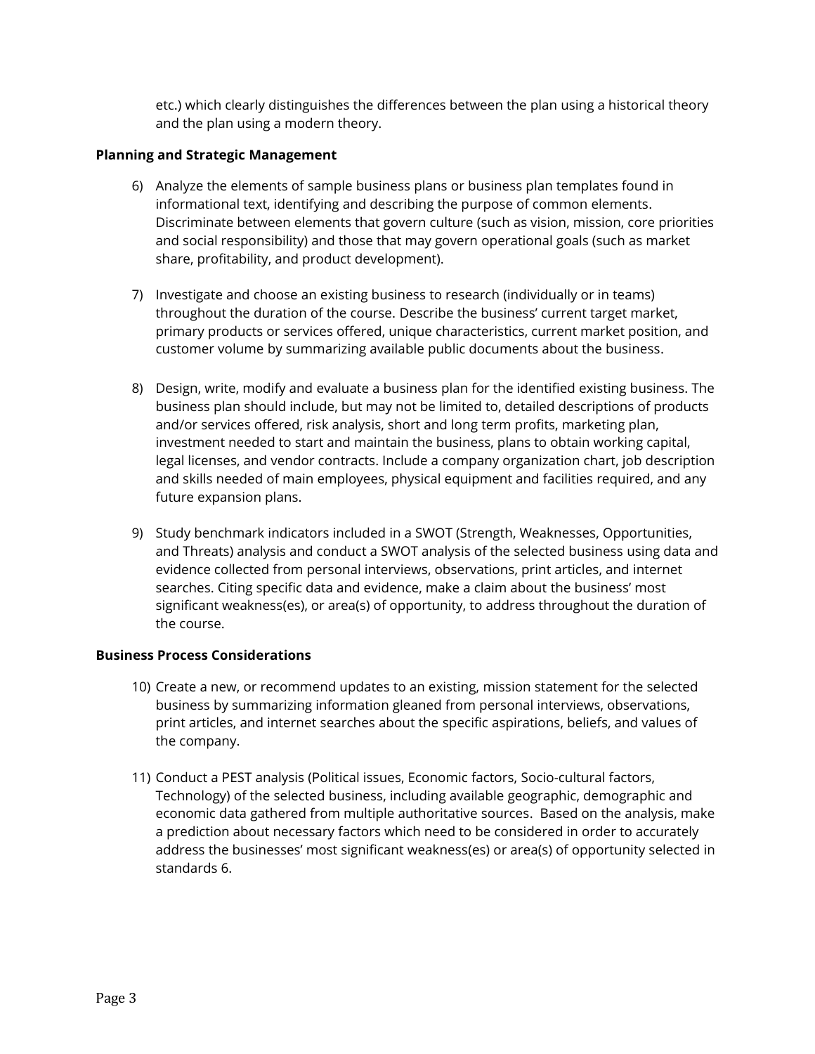etc.) which clearly distinguishes the differences between the plan using a historical theory and the plan using a modern theory.

**Planning and Strategic Management**

6) Analyze the elements of sample business plans or business plan templates found in informational text, identifying and describing the purpose of common elements. Discriminate between elements that govern culture (such as vision, mission, core priorities and social responsibility) and those that may govern operational goals (such as market share, profitability, and product development).

7) Investigate and choose an existing business to research (individually or in teams) throughout the duration of the course. Describe the business' current target market, primary products or services offered, unique characteristics, current market position, and customer volume by summarizing available public documents about the business.

8) Design, write, modify and evaluate a business plan for the identified existing business. The business plan should include, but may not be limited to, detailed descriptions of products and/or services offered, risk analysis, short and long term profits, marketing plan, investment needed to start and maintain the business, plans to obtain working capital, legal licenses, and vendor contracts. Include a company organization chart, job description and skills needed of main employees, physical equipment and facilities required, and any future expansion plans.

9) Study benchmark indicators included in a SWOT (Strength, Weaknesses, Opportunities, and Threats) analysis and conduct a SWOT analysis of the selected business using data and evidence collected from personal interviews, observations, print articles, and internet searches. Citing specific data and evidence, make a claim about the business' most significant weakness(es), or area(s) of opportunity, to address throughout the duration of the course.

**Business Process Considerations**

10) Create a new, or recommend updates to an existing, mission statement for the selected business by summarizing information gleaned from personal interviews, observations, print articles, and internet searches about the specific aspirations, beliefs, and values of the company.

11) Conduct a PEST analysis (Political issues, Economic factors, Socio-cultural factors, Technology) of the selected business, including available geographic, demographic and economic data gathered from multiple authoritative sources. Based on the analysis, make a prediction about necessary factors which need to be considered in order to accurately address the businesses' most significant weakness(es) or area(s) of opportunity selected in standards 6.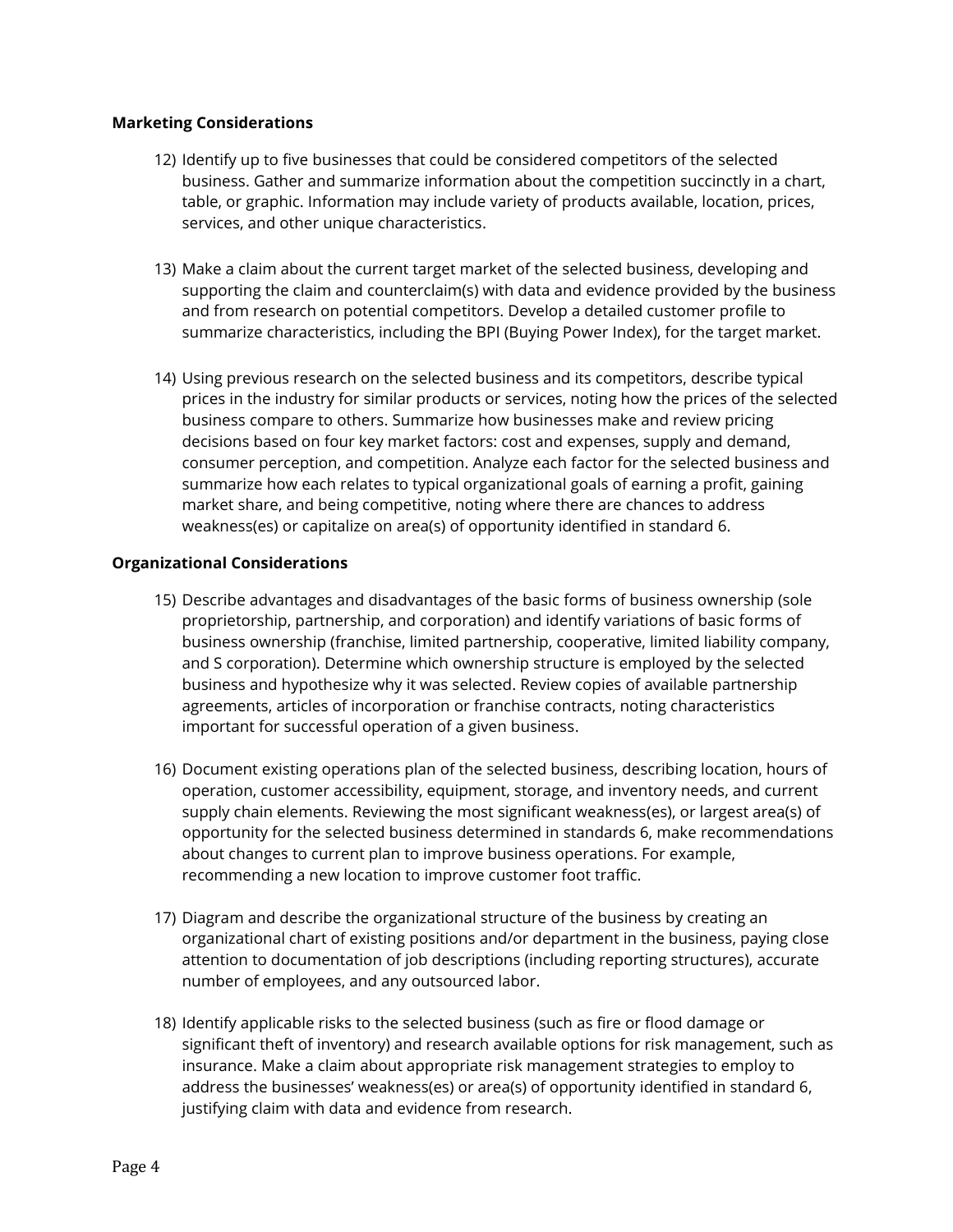**Marketing Considerations**

12) Identify up to five businesses that could be considered competitors of the selected business. Gather and summarize information about the competition succinctly in a chart, table, or graphic. Information may include variety of products available, location, prices, services, and other unique characteristics.

13) Make a claim about the current target market of the selected business, developing and supporting the claim and counterclaim(s) with data and evidence provided by the business and from research on potential competitors. Develop a detailed customer profile to summarize characteristics, including the BPI (Buying Power Index), for the target market.

14) Using previous research on the selected business and its competitors, describe typical prices in the industry for similar products or services, noting how the prices of the selected business compare to others. Summarize how businesses make and review pricing decisions based on four key market factors: cost and expenses, supply and demand, consumer perception, and competition. Analyze each factor for the selected business and summarize how each relates to typical organizational goals of earning a profit, gaining market share, and being competitive, noting where there are chances to address weakness(es) or capitalize on area(s) of opportunity identified in standard 6.

**Organizational Considerations**

15) Describe advantages and disadvantages of the basic forms of business ownership (sole proprietorship, partnership, and corporation) and identify variations of basic forms of business ownership (franchise, limited partnership, cooperative, limited liability company, and S corporation). Determine which ownership structure is employed by the selected business and hypothesize why it was selected. Review copies of available partnership agreements, articles of incorporation or franchise contracts, noting characteristics important for successful operation of a given business.

16) Document existing operations plan of the selected business, describing location, hours of operation, customer accessibility, equipment, storage, and inventory needs, and current supply chain elements. Reviewing the most significant weakness(es), or largest area(s) of opportunity for the selected business determined in standards 6, make recommendations about changes to current plan to improve business operations. For example, recommending a new location to improve customer foot traffic.

17) Diagram and describe the organizational structure of the business by creating an organizational chart of existing positions and/or department in the business, paying close attention to documentation of job descriptions (including reporting structures), accurate number of employees, and any outsourced labor.

18) Identify applicable risks to the selected business (such as fire or flood damage or significant theft of inventory) and research available options for risk management, such as insurance. Make a claim about appropriate risk management strategies to employ to address the businesses' weakness(es) or area(s) of opportunity identified in standard 6, justifying claim with data and evidence from research.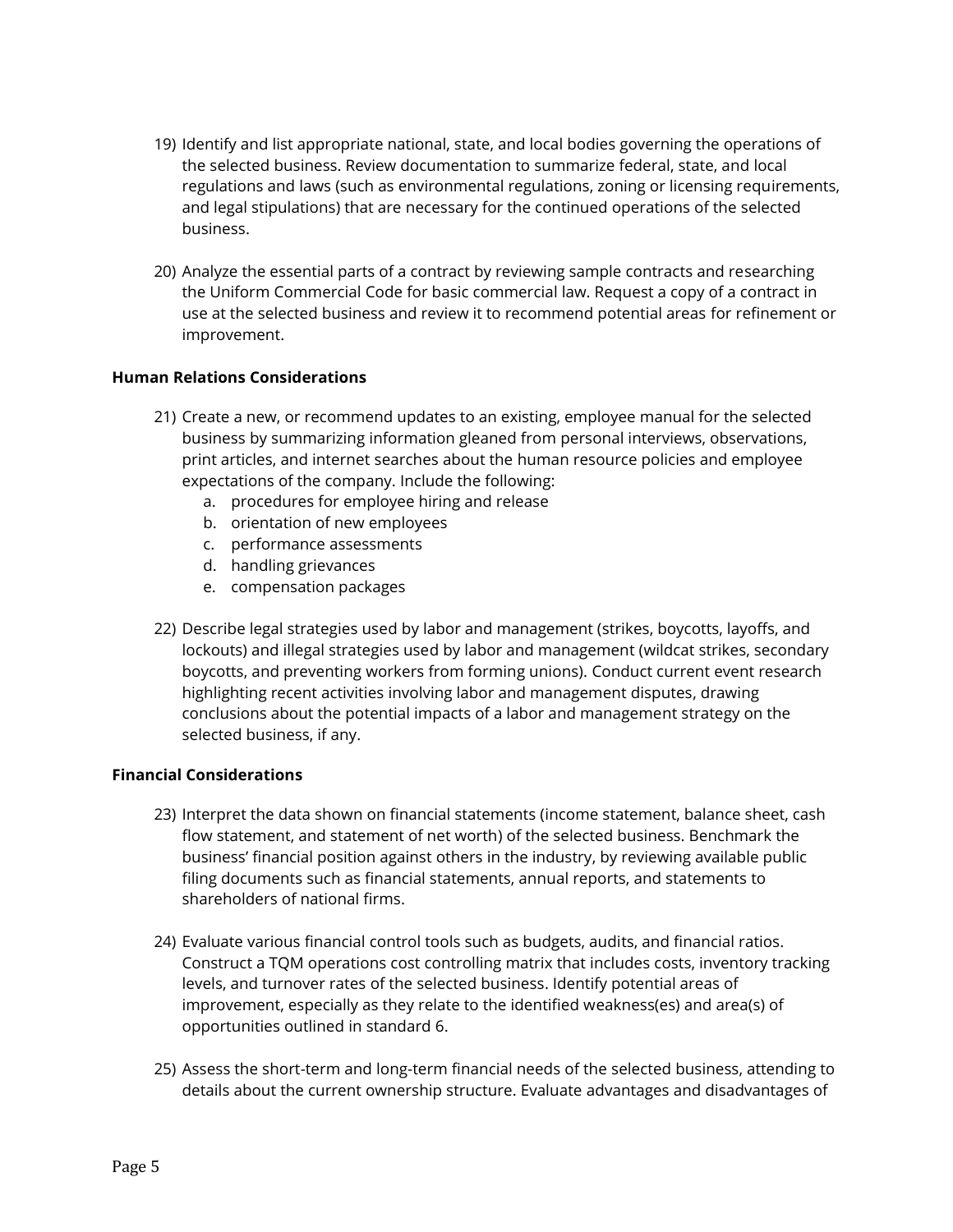19) Identify and list appropriate national, state, and local bodies governing the operations of the selected business. Review documentation to summarize federal, state, and local regulations and laws (such as environmental regulations, zoning or licensing requirements, and legal stipulations) that are necessary for the continued operations of the selected business.

20) Analyze the essential parts of a contract by reviewing sample contracts and researching the Uniform Commercial Code for basic commercial law. Request a copy of a contract in use at the selected business and review it to recommend potential areas for refinement or improvement.

**Human Relations Considerations**

21) Create a new, or recommend updates to an existing, employee manual for the selected business by summarizing information gleaned from personal interviews, observations, print articles, and internet searches about the human resource policies and employee expectations of the company. Include the following:
    a. procedures for employee hiring and release
    b. orientation of new employees
    c. performance assessments
    d. handling grievances
    e. compensation packages

22) Describe legal strategies used by labor and management (strikes, boycotts, layoffs, and lockouts) and illegal strategies used by labor and management (wildcat strikes, secondary boycotts, and preventing workers from forming unions). Conduct current event research highlighting recent activities involving labor and management disputes, drawing conclusions about the potential impacts of a labor and management strategy on the selected business, if any.

**Financial Considerations**

23) Interpret the data shown on financial statements (income statement, balance sheet, cash flow statement, and statement of net worth) of the selected business. Benchmark the business' financial position against others in the industry, by reviewing available public filing documents such as financial statements, annual reports, and statements to shareholders of national firms.

24) Evaluate various financial control tools such as budgets, audits, and financial ratios. Construct a TQM operations cost controlling matrix that includes costs, inventory tracking levels, and turnover rates of the selected business. Identify potential areas of improvement, especially as they relate to the identified weakness(es) and area(s) of opportunities outlined in standard 6.

25) Assess the short-term and long-term financial needs of the selected business, attending to details about the current ownership structure. Evaluate advantages and disadvantages of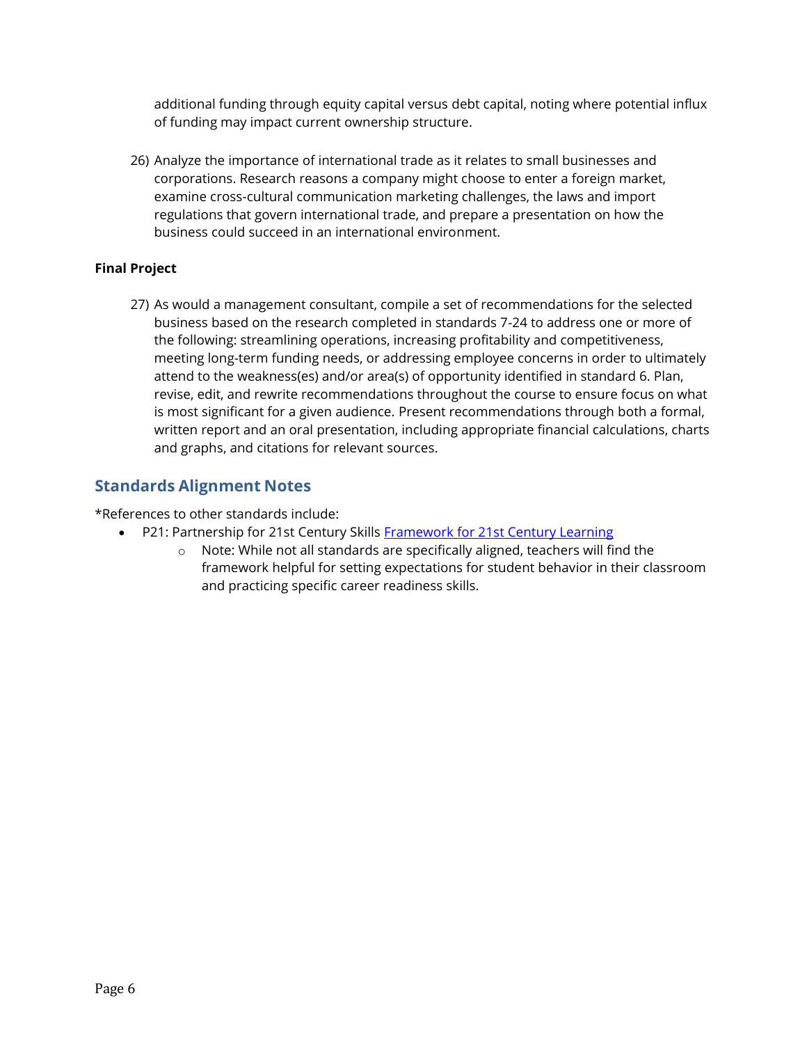additional funding through equity capital versus debt capital, noting where potential influx of funding may impact current ownership structure.

26) Analyze the importance of international trade as it relates to small businesses and corporations. Research reasons a company might choose to enter a foreign market, examine cross-cultural communication marketing challenges, the laws and import regulations that govern international trade, and prepare a presentation on how the business could succeed in an international environment.

**Final Project**

27) As would a management consultant, compile a set of recommendations for the selected business based on the research completed in standards 7-24 to address one or more of the following: streamlining operations, increasing profitability and competitiveness, meeting long-term funding needs, or addressing employee concerns in order to ultimately attend to the weakness(es) and/or area(s) of opportunity identified in standard 6. Plan, revise, edit, and rewrite recommendations throughout the course to ensure focus on what is most significant for a given audience. Present recommendations through both a formal, written report and an oral presentation, including appropriate financial calculations, charts and graphs, and citations for relevant sources.

## Standards Alignment Notes

*References to other standards include:

- P21: Partnership for 21st Century Skills [Framework for 21st Century Learning]
    - Note: While not all standards are specifically aligned, teachers will find the framework helpful for setting expectations for student behavior in their classroom and practicing specific career readiness skills.